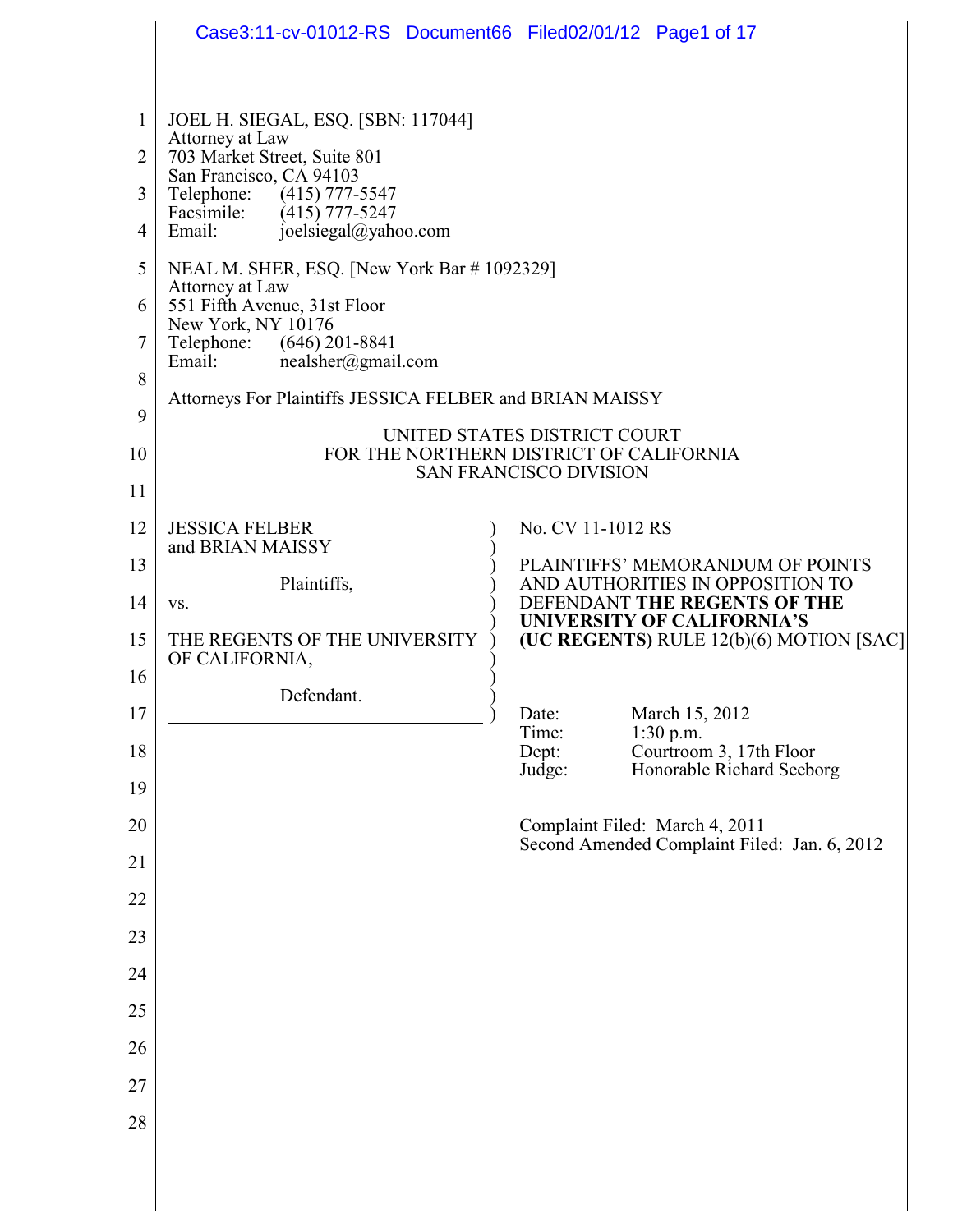JOEL H. SIEGAL, ESQ. [SBN: 117044]
Attorney at Law
703 Market Street, Suite 801
San Francisco, CA 94103
Telephone: (415) 777-5547
Facsimile: (415) 777-5247
Email: joelsiegal@yahoo.com

NEAL M. SHER, ESQ. [New York Bar # 1092329]
Attorney at Law
551 Fifth Avenue, 31st Floor
New York, NY 10176
Telephone: (646) 201-8841
Email: nealsher@gmail.com

Attorneys For Plaintiffs JESSICA FELBER and BRIAN MAISSY

UNITED STATES DISTRICT COURT
FOR THE NORTHERN DISTRICT OF CALIFORNIA
SAN FRANCISCO DIVISION

| | |
|---|---|
| JESSICA FELBER and BRIAN MAISSY<br><br>Plaintiffs,<br><br>vs.<br><br>THE REGENTS OF THE UNIVERSITY OF CALIFORNIA,<br><br>Defendant. | No. CV 11-1012 RS<br><br>PLAINTIFFS' MEMORANDUM OF POINTS AND AUTHORITIES IN OPPOSITION TO DEFENDANT **THE REGENTS OF THE UNIVERSITY OF CALIFORNIA'S (UC REGENTS)** RULE 12(b)(6) MOTION [SAC]<br><br>Date: March 15, 2012<br>Time: 1:30 p.m.<br>Dept: Courtroom 3, 17th Floor<br>Judge: Honorable Richard Seeborg<br><br>Complaint Filed: March 4, 2011<br>Second Amended Complaint Filed: Jan. 6, 2012 |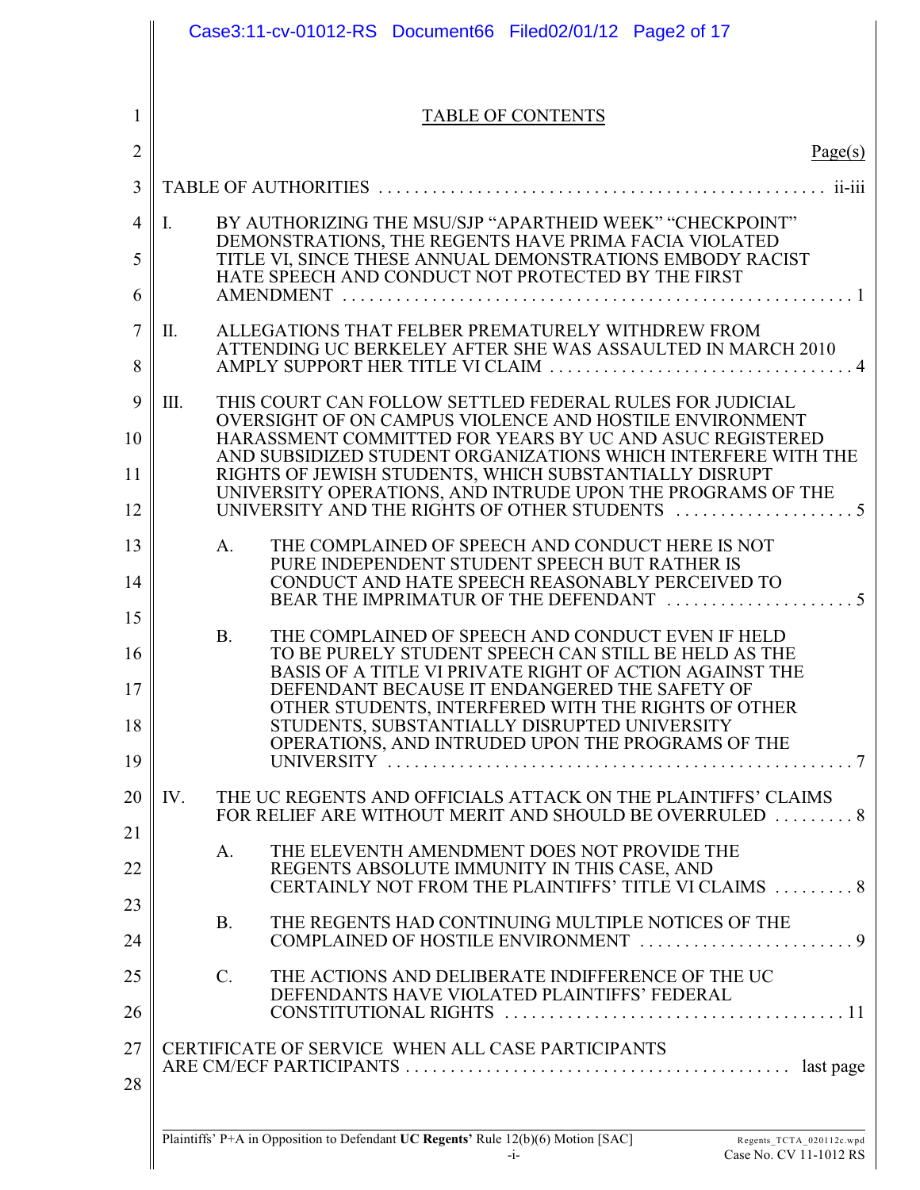# TABLE OF CONTENTS

| | Page(s) |
|---|---|
| TABLE OF AUTHORITIES | ii-iii |
| I. BY AUTHORIZING THE MSU/SJP "APARTHEID WEEK" "CHECKPOINT" DEMONSTRATIONS, THE REGENTS HAVE PRIMA FACIA VIOLATED TITLE VI, SINCE THESE ANNUAL DEMONSTRATIONS EMBODY RACIST HATE SPEECH AND CONDUCT NOT PROTECTED BY THE FIRST AMENDMENT | 1 |
| II. ALLEGATIONS THAT FELBER PREMATURELY WITHDREW FROM ATTENDING UC BERKELEY AFTER SHE WAS ASSAULTED IN MARCH 2010 AMPLY SUPPORT HER TITLE VI CLAIM | 4 |
| III. THIS COURT CAN FOLLOW SETTLED FEDERAL RULES FOR JUDICIAL OVERSIGHT OF ON CAMPUS VIOLENCE AND HOSTILE ENVIRONMENT HARASSMENT COMMITTED FOR YEARS BY UC AND ASUC REGISTERED AND SUBSIDIZED STUDENT ORGANIZATIONS WHICH INTERFERE WITH THE RIGHTS OF JEWISH STUDENTS, WHICH SUBSTANTIALLY DISRUPT UNIVERSITY OPERATIONS, AND INTRUDE UPON THE PROGRAMS OF THE UNIVERSITY AND THE RIGHTS OF OTHER STUDENTS | 5 |
| A. THE COMPLAINED OF SPEECH AND CONDUCT HERE IS NOT PURE INDEPENDENT STUDENT SPEECH BUT RATHER IS CONDUCT AND HATE SPEECH REASONABLY PERCEIVED TO BEAR THE IMPRIMATUR OF THE DEFENDANT | 5 |
| B. THE COMPLAINED OF SPEECH AND CONDUCT EVEN IF HELD TO BE PURELY STUDENT SPEECH CAN STILL BE HELD AS THE BASIS OF A TITLE VI PRIVATE RIGHT OF ACTION AGAINST THE DEFENDANT BECAUSE IT ENDANGERED THE SAFETY OF OTHER STUDENTS, INTERFERED WITH THE RIGHTS OF OTHER STUDENTS, SUBSTANTIALLY DISRUPTED UNIVERSITY OPERATIONS, AND INTRUDED UPON THE PROGRAMS OF THE UNIVERSITY | 7 |
| IV. THE UC REGENTS AND OFFICIALS ATTACK ON THE PLAINTIFFS' CLAIMS FOR RELIEF ARE WITHOUT MERIT AND SHOULD BE OVERRULED | 8 |
| A. THE ELEVENTH AMENDMENT DOES NOT PROVIDE THE REGENTS ABSOLUTE IMMUNITY IN THIS CASE, AND CERTAINLY NOT FROM THE PLAINTIFFS' TITLE VI CLAIMS | 8 |
| B. THE REGENTS HAD CONTINUING MULTIPLE NOTICES OF THE COMPLAINED OF HOSTILE ENVIRONMENT | 9 |
| C. THE ACTIONS AND DELIBERATE INDIFFERENCE OF THE UC DEFENDANTS HAVE VIOLATED PLAINTIFFS' FEDERAL CONSTITUTIONAL RIGHTS | 11 |
| CERTIFICATE OF SERVICE WHEN ALL CASE PARTICIPANTS ARE CM/ECF PARTICIPANTS | last page |

Plaintiffs' P+A in Opposition to Defendant **UC Regents'** Rule 12(b)(6) Motion [SAC] — Case No. CV 11-1012 RS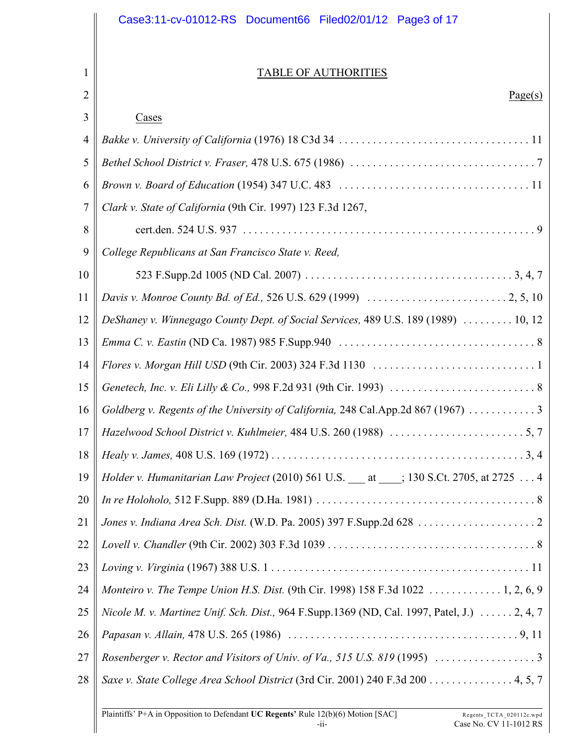# TABLE OF AUTHORITIES

Page(s)

## Cases

*Bakke v. University of California* (1976) 18 C3d 34 . . . . . . . . . . . . . . . . . . . . . . . . . . . . . . . . . . 11

*Bethel School District v. Fraser,* 478 U.S. 675 (1986) . . . . . . . . . . . . . . . . . . . . . . . . . . . . . . . . . 7

*Brown v. Board of Education* (1954) 347 U.C. 483 . . . . . . . . . . . . . . . . . . . . . . . . . . . . . . . . . . 11

*Clark v. State of California* (9th Cir. 1997) 123 F.3d 1267, cert.den. 524 U.S. 937 . . . . . . . . . . . . . . . . . . . . . . . . . . . . . . . . . . . . . . . . . . . . . . . . . . . . 9

*College Republicans at San Francisco State v. Reed,* 523 F.Supp.2d 1005 (ND Cal. 2007) . . . . . . . . . . . . . . . . . . . . . . . . . . . . . . . . . . . . . 3, 4, 7

*Davis v. Monroe County Bd. of Ed.,* 526 U.S. 629 (1999) . . . . . . . . . . . . . . . . . . . . . . . . . 2, 5, 10

*DeShaney v. Winnegago County Dept. of Social Services,* 489 U.S. 189 (1989) . . . . . . . . . 10, 12

*Emma C. v. Eastin* (ND Ca. 1987) 985 F.Supp.940 . . . . . . . . . . . . . . . . . . . . . . . . . . . . . . . . . . . 8

*Flores v. Morgan Hill USD* (9th Cir. 2003) 324 F.3d 1130 . . . . . . . . . . . . . . . . . . . . . . . . . . . . . 1

*Genetech, Inc. v. Eli Lilly & Co.,* 998 F.2d 931 (9th Cir. 1993) . . . . . . . . . . . . . . . . . . . . . . . . . . 8

*Goldberg v. Regents of the University of California,* 248 Cal.App.2d 867 (1967) . . . . . . . . . . . . 3

*Hazelwood School District v. Kuhlmeier,* 484 U.S. 260 (1988) . . . . . . . . . . . . . . . . . . . . . . . . 5, 7

*Healy v. James,* 408 U.S. 169 (1972) . . . . . . . . . . . . . . . . . . . . . . . . . . . . . . . . . . . . . . . . . . . . 3, 4

*Holder v. Humanitarian Law Project* (2010) 561 U.S. ___ at ____; 130 S.Ct. 2705, at 2725 . . . 4

*In re Holoholo,* 512 F.Supp. 889 (D.Ha. 1981) . . . . . . . . . . . . . . . . . . . . . . . . . . . . . . . . . . . . . . 8

*Jones v. Indiana Area Sch. Dist.* (W.D. Pa. 2005) 397 F.Supp.2d 628 . . . . . . . . . . . . . . . . . . . . . 2

*Lovell v. Chandler* (9th Cir. 2002) 303 F.3d 1039 . . . . . . . . . . . . . . . . . . . . . . . . . . . . . . . . . . . . 8

*Loving v. Virginia* (1967) 388 U.S. 1 . . . . . . . . . . . . . . . . . . . . . . . . . . . . . . . . . . . . . . . . . . . . . 11

*Monteiro v. The Tempe Union H.S. Dist.* (9th Cir. 1998) 158 F.3d 1022 . . . . . . . . . . . . . 1, 2, 6, 9

*Nicole M. v. Martinez Unif. Sch. Dist.,* 964 F.Supp.1369 (ND, Cal. 1997, Patel, J.) . . . . . . 2, 4, 7

*Papasan v. Allain,* 478 U.S. 265 (1986) . . . . . . . . . . . . . . . . . . . . . . . . . . . . . . . . . . . . . . . . . 9, 11

*Rosenberger v. Rector and Visitors of Univ. of Va., 515 U.S. 819* (1995) . . . . . . . . . . . . . . . . . . 3

*Saxe v. State College Area School District* (3rd Cir. 2001) 240 F.3d 200 . . . . . . . . . . . . . . . 4, 5, 7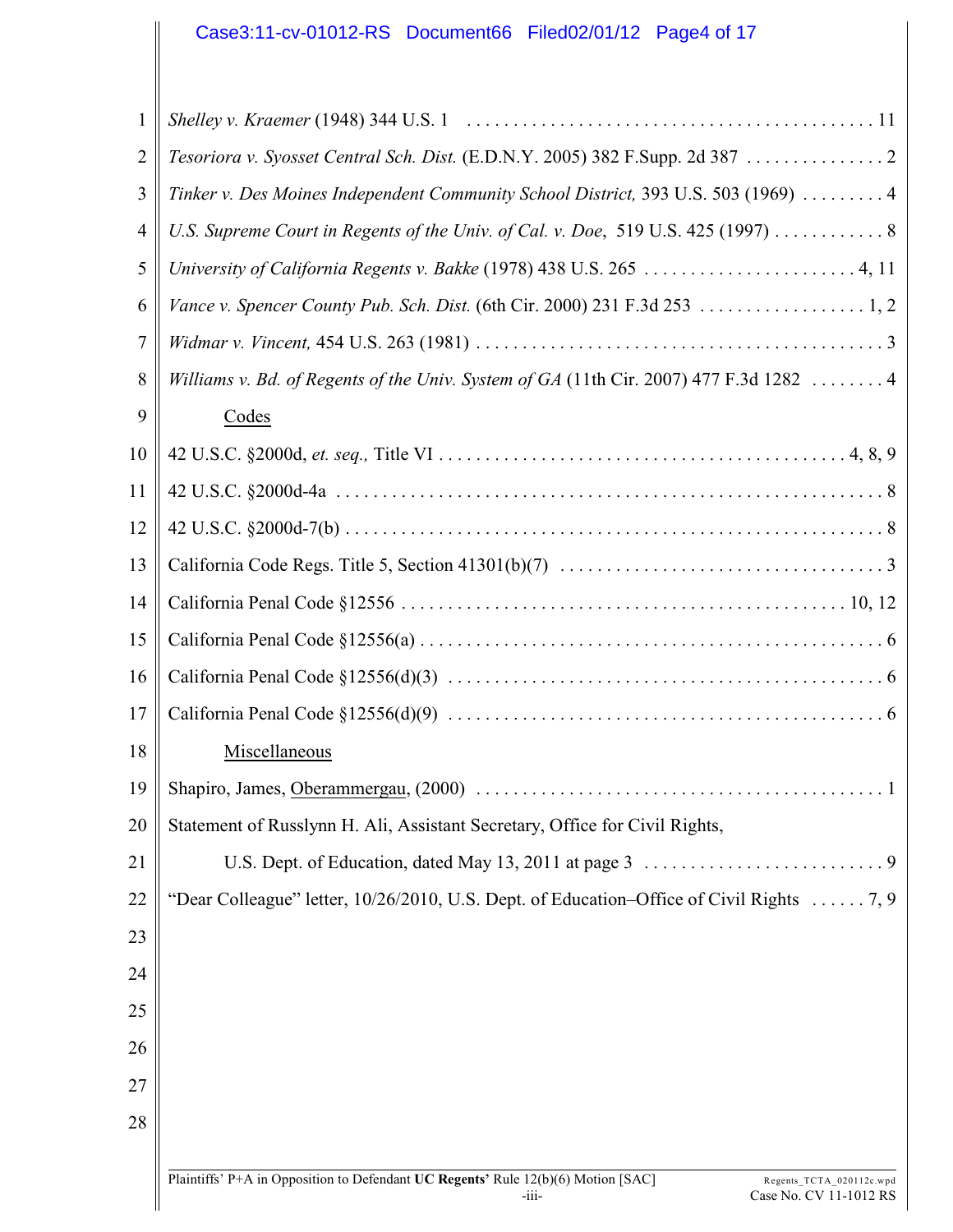*Shelley v. Kraemer* (1948) 344 U.S. 1 . . . . . . . . . . . . . . . . . . . . . . . . . . . . . . . . . . . . . . . . . . . 11

*Tesoriora v. Syosset Central Sch. Dist.* (E.D.N.Y. 2005) 382 F.Supp. 2d 387 . . . . . . . . . . . . . . . 2

*Tinker v. Des Moines Independent Community School District,* 393 U.S. 503 (1969) . . . . . . . . . 4

*U.S. Supreme Court in Regents of the Univ. of Cal. v. Doe*, 519 U.S. 425 (1997) . . . . . . . . . . . . 8

*University of California Regents v. Bakke* (1978) 438 U.S. 265 . . . . . . . . . . . . . . . . . . . . . . . 4, 11

*Vance v. Spencer County Pub. Sch. Dist.* (6th Cir. 2000) 231 F.3d 253 . . . . . . . . . . . . . . . . . . 1, 2

*Widmar v. Vincent,* 454 U.S. 263 (1981) . . . . . . . . . . . . . . . . . . . . . . . . . . . . . . . . . . . . . . . . . . . . 3

*Williams v. Bd. of Regents of the Univ. System of GA* (11th Cir. 2007) 477 F.3d 1282 . . . . . . . . 4

Codes

42 U.S.C. §2000d, *et. seq.,* Title VI . . . . . . . . . . . . . . . . . . . . . . . . . . . . . . . . . . . . . . . . . . . 4, 8, 9

42 U.S.C. §2000d-4a . . . . . . . . . . . . . . . . . . . . . . . . . . . . . . . . . . . . . . . . . . . . . . . . . . . . . . . . . . . 8

42 U.S.C. §2000d-7(b) . . . . . . . . . . . . . . . . . . . . . . . . . . . . . . . . . . . . . . . . . . . . . . . . . . . . . . . . . . 8

California Code Regs. Title 5, Section 41301(b)(7) . . . . . . . . . . . . . . . . . . . . . . . . . . . . . . . . . . . 3

California Penal Code §12556 . . . . . . . . . . . . . . . . . . . . . . . . . . . . . . . . . . . . . . . . . . . . . . . . . 10, 12

California Penal Code §12556(a) . . . . . . . . . . . . . . . . . . . . . . . . . . . . . . . . . . . . . . . . . . . . . . . . . . . 6

California Penal Code §12556(d)(3) . . . . . . . . . . . . . . . . . . . . . . . . . . . . . . . . . . . . . . . . . . . . . . . . 6

California Penal Code §12556(d)(9) . . . . . . . . . . . . . . . . . . . . . . . . . . . . . . . . . . . . . . . . . . . . . . . . 6

Miscellaneous

Shapiro, James, Oberammergau, (2000) . . . . . . . . . . . . . . . . . . . . . . . . . . . . . . . . . . . . . . . . . . . . . 1

Statement of Russlynn H. Ali, Assistant Secretary, Office for Civil Rights,
U.S. Dept. of Education, dated May 13, 2011 at page 3 . . . . . . . . . . . . . . . . . . . . . . . . . . 9

"Dear Colleague" letter, 10/26/2010, U.S. Dept. of Education–Office of Civil Rights . . . . . . 7, 9

Plaintiffs' P+A in Opposition to Defendant **UC Regents'** Rule 12(b)(6) Motion [SAC]
Case No. CV 11-1012 RS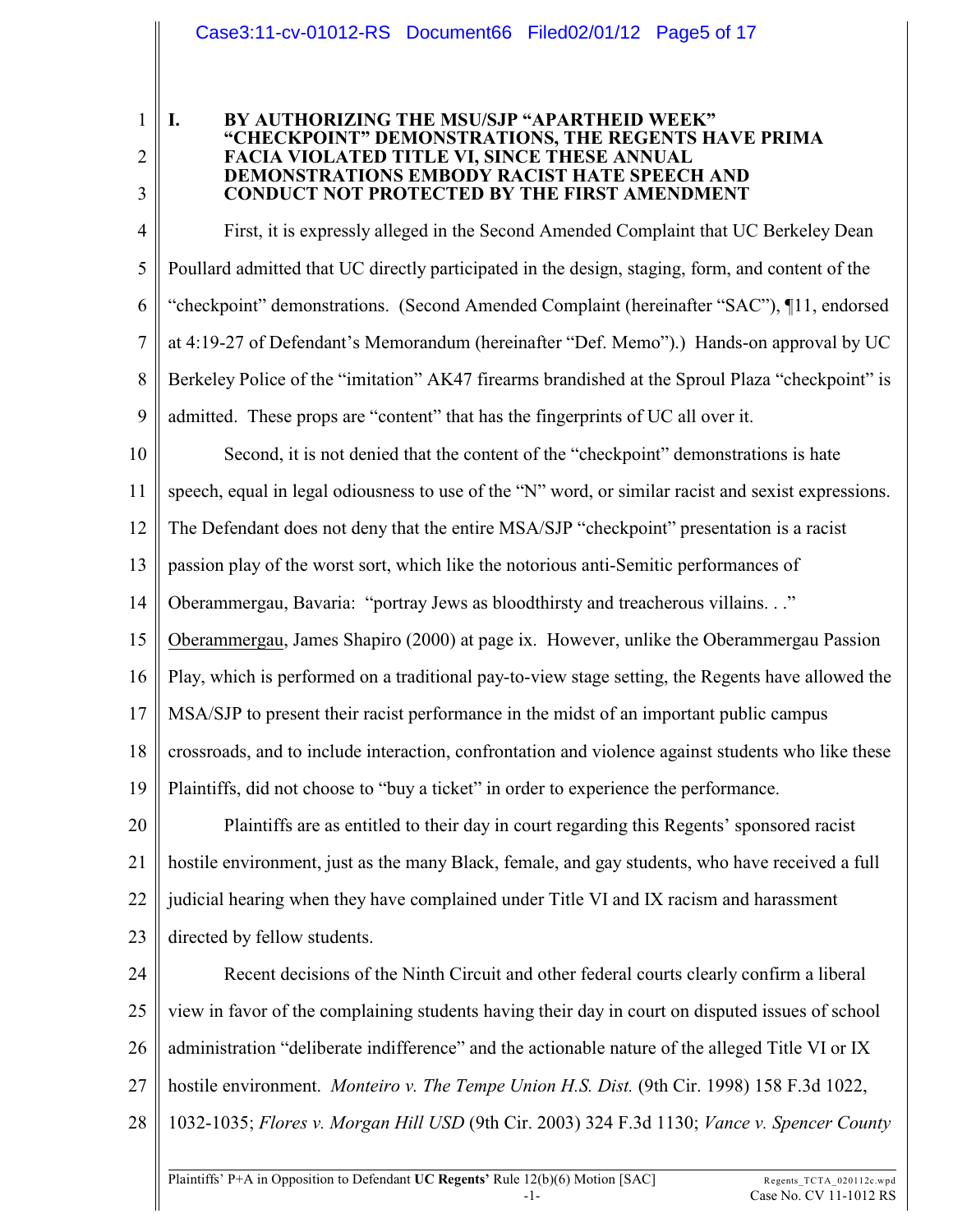## I. BY AUTHORIZING THE MSU/SJP "APARTHEID WEEK" "CHECKPOINT" DEMONSTRATIONS, THE REGENTS HAVE PRIMA FACIA VIOLATED TITLE VI, SINCE THESE ANNUAL DEMONSTRATIONS EMBODY RACIST HATE SPEECH AND CONDUCT NOT PROTECTED BY THE FIRST AMENDMENT

First, it is expressly alleged in the Second Amended Complaint that UC Berkeley Dean Poullard admitted that UC directly participated in the design, staging, form, and content of the "checkpoint" demonstrations. (Second Amended Complaint (hereinafter "SAC"), ¶11, endorsed at 4:19-27 of Defendant's Memorandum (hereinafter "Def. Memo").) Hands-on approval by UC Berkeley Police of the "imitation" AK47 firearms brandished at the Sproul Plaza "checkpoint" is admitted. These props are "content" that has the fingerprints of UC all over it.

Second, it is not denied that the content of the "checkpoint" demonstrations is hate speech, equal in legal odiousness to use of the "N" word, or similar racist and sexist expressions. The Defendant does not deny that the entire MSA/SJP "checkpoint" presentation is a racist passion play of the worst sort, which like the notorious anti-Semitic performances of Oberammergau, Bavaria: "portray Jews as bloodthirsty and treacherous villains. . ." Oberammergau, James Shapiro (2000) at page ix. However, unlike the Oberammergau Passion Play, which is performed on a traditional pay-to-view stage setting, the Regents have allowed the MSA/SJP to present their racist performance in the midst of an important public campus crossroads, and to include interaction, confrontation and violence against students who like these Plaintiffs, did not choose to "buy a ticket" in order to experience the performance.

Plaintiffs are as entitled to their day in court regarding this Regents' sponsored racist hostile environment, just as the many Black, female, and gay students, who have received a full judicial hearing when they have complained under Title VI and IX racism and harassment directed by fellow students.

Recent decisions of the Ninth Circuit and other federal courts clearly confirm a liberal view in favor of the complaining students having their day in court on disputed issues of school administration "deliberate indifference" and the actionable nature of the alleged Title VI or IX hostile environment. *Monteiro v. The Tempe Union H.S. Dist.* (9th Cir. 1998) 158 F.3d 1022, 1032-1035; *Flores v. Morgan Hill USD* (9th Cir. 2003) 324 F.3d 1130; *Vance v. Spencer County*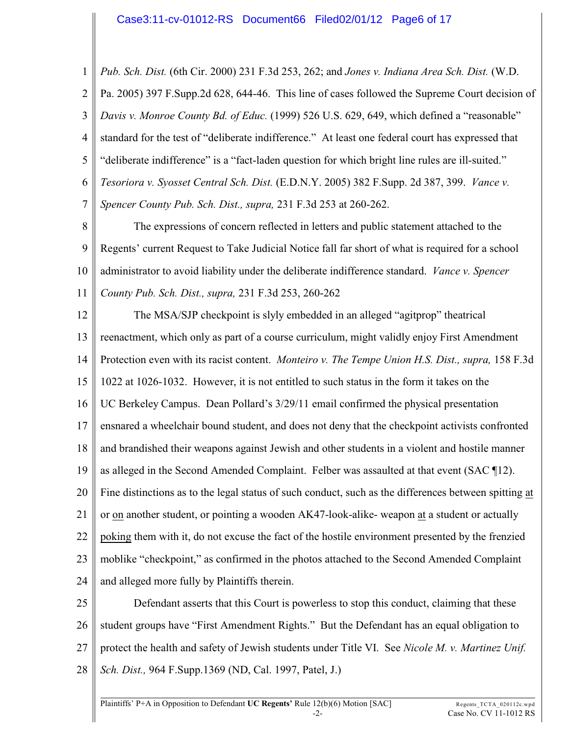*Pub. Sch. Dist.* (6th Cir. 2000) 231 F.3d 253, 262; and *Jones v. Indiana Area Sch. Dist.* (W.D. Pa. 2005) 397 F.Supp.2d 628, 644-46. This line of cases followed the Supreme Court decision of *Davis v. Monroe County Bd. of Educ.* (1999) 526 U.S. 629, 649, which defined a "reasonable" standard for the test of "deliberate indifference." At least one federal court has expressed that "deliberate indifference" is a "fact-laden question for which bright line rules are ill-suited." *Tesoriora v. Syosset Central Sch. Dist.* (E.D.N.Y. 2005) 382 F.Supp. 2d 387, 399. *Vance v. Spencer County Pub. Sch. Dist., supra,* 231 F.3d 253 at 260-262.

The expressions of concern reflected in letters and public statement attached to the Regents' current Request to Take Judicial Notice fall far short of what is required for a school administrator to avoid liability under the deliberate indifference standard. *Vance v. Spencer County Pub. Sch. Dist., supra,* 231 F.3d 253, 260-262

The MSA/SJP checkpoint is slyly embedded in an alleged "agitprop" theatrical reenactment, which only as part of a course curriculum, might validly enjoy First Amendment Protection even with its racist content. *Monteiro v. The Tempe Union H.S. Dist., supra,* 158 F.3d 1022 at 1026-1032. However, it is not entitled to such status in the form it takes on the UC Berkeley Campus. Dean Pollard's 3/29/11 email confirmed the physical presentation ensnared a wheelchair bound student, and does not deny that the checkpoint activists confronted and brandished their weapons against Jewish and other students in a violent and hostile manner as alleged in the Second Amended Complaint. Felber was assaulted at that event (SAC ¶12). Fine distinctions as to the legal status of such conduct, such as the differences between spitting <u>at</u> or <u>on</u> another student, or pointing a wooden AK47-look-alike- weapon <u>at</u> a student or actually <u>poking</u> them with it, do not excuse the fact of the hostile environment presented by the frenzied moblike "checkpoint," as confirmed in the photos attached to the Second Amended Complaint and alleged more fully by Plaintiffs therein.

Defendant asserts that this Court is powerless to stop this conduct, claiming that these student groups have "First Amendment Rights." But the Defendant has an equal obligation to protect the health and safety of Jewish students under Title VI. See *Nicole M. v. Martinez Unif. Sch. Dist.,* 964 F.Supp.1369 (ND, Cal. 1997, Patel, J.)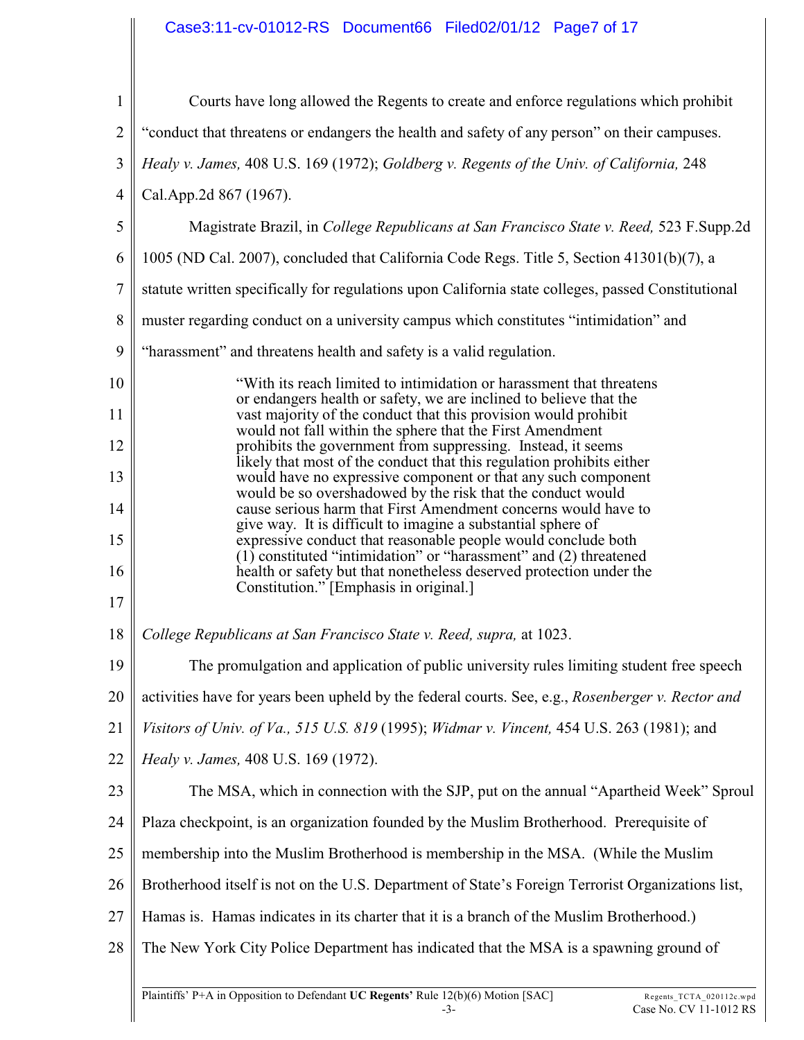Courts have long allowed the Regents to create and enforce regulations which prohibit "conduct that threatens or endangers the health and safety of any person" on their campuses. *Healy v. James,* 408 U.S. 169 (1972); *Goldberg v. Regents of the Univ. of California,* 248 Cal.App.2d 867 (1967).

Magistrate Brazil, in *College Republicans at San Francisco State v. Reed,* 523 F.Supp.2d 1005 (ND Cal. 2007), concluded that California Code Regs. Title 5, Section 41301(b)(7), a statute written specifically for regulations upon California state colleges, passed Constitutional muster regarding conduct on a university campus which constitutes "intimidation" and "harassment" and threatens health and safety is a valid regulation.

> "With its reach limited to intimidation or harassment that threatens or endangers health or safety, we are inclined to believe that the vast majority of the conduct that this provision would prohibit would not fall within the sphere that the First Amendment prohibits the government from suppressing. Instead, it seems likely that most of the conduct that this regulation prohibits either would have no expressive component or that any such component would be so overshadowed by the risk that the conduct would cause serious harm that First Amendment concerns would have to give way. It is difficult to imagine a substantial sphere of expressive conduct that reasonable people would conclude both (1) constituted "intimidation" or "harassment" and (2) threatened health or safety but that nonetheless deserved protection under the Constitution." [Emphasis in original.]

*College Republicans at San Francisco State v. Reed, supra,* at 1023.

The promulgation and application of public university rules limiting student free speech activities have for years been upheld by the federal courts. See, e.g., *Rosenberger v. Rector and Visitors of Univ. of Va., 515 U.S. 819* (1995); *Widmar v. Vincent,* 454 U.S. 263 (1981); and *Healy v. James,* 408 U.S. 169 (1972).

The MSA, which in connection with the SJP, put on the annual "Apartheid Week" Sproul Plaza checkpoint, is an organization founded by the Muslim Brotherhood. Prerequisite of membership into the Muslim Brotherhood is membership in the MSA. (While the Muslim Brotherhood itself is not on the U.S. Department of State's Foreign Terrorist Organizations list, Hamas is. Hamas indicates in its charter that it is a branch of the Muslim Brotherhood.) The New York City Police Department has indicated that the MSA is a spawning ground of

Plaintiffs' P+A in Opposition to Defendant **UC Regents'** Rule 12(b)(6) Motion [SAC] Regents_TCTA_020112c.wpd Case No. CV 11-1012 RS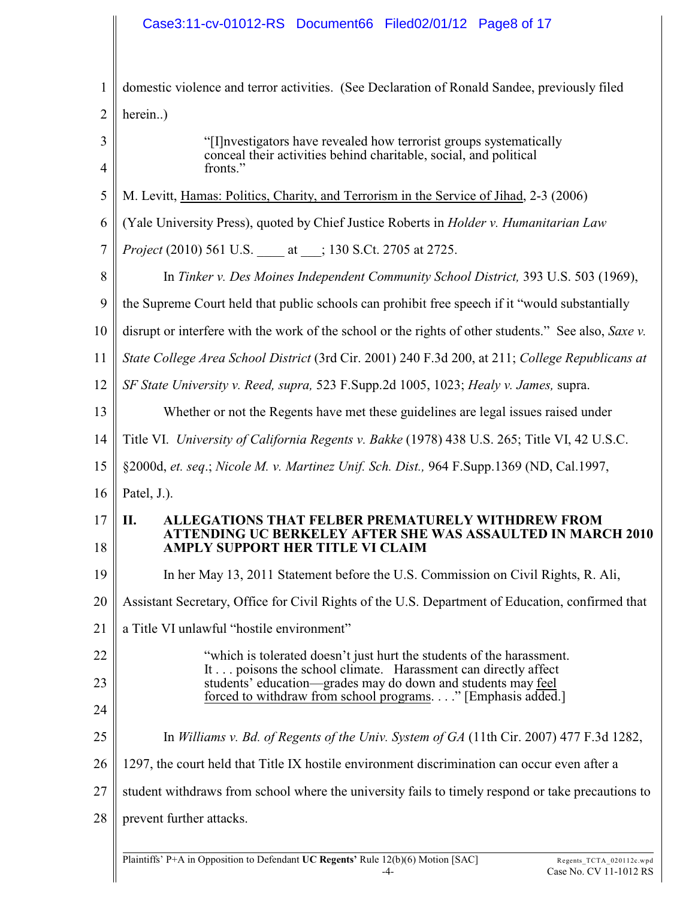domestic violence and terror activities. (See Declaration of Ronald Sandee, previously filed herein..)

> "[I]nvestigators have revealed how terrorist groups systematically conceal their activities behind charitable, social, and political fronts."

M. Levitt, Hamas: Politics, Charity, and Terrorism in the Service of Jihad, 2-3 (2006) (Yale University Press), quoted by Chief Justice Roberts in *Holder v. Humanitarian Law Project* (2010) 561 U.S. ____ at ___; 130 S.Ct. 2705 at 2725.

In *Tinker v. Des Moines Independent Community School District,* 393 U.S. 503 (1969), the Supreme Court held that public schools can prohibit free speech if it "would substantially disrupt or interfere with the work of the school or the rights of other students." See also, *Saxe v. State College Area School District* (3rd Cir. 2001) 240 F.3d 200, at 211; *College Republicans at SF State University v. Reed, supra,* 523 F.Supp.2d 1005, 1023; *Healy v. James,* supra.

Whether or not the Regents have met these guidelines are legal issues raised under Title VI. *University of California Regents v. Bakke* (1978) 438 U.S. 265; Title VI, 42 U.S.C. §2000d, *et. seq*.; *Nicole M. v. Martinez Unif. Sch. Dist.,* 964 F.Supp.1369 (ND, Cal.1997, Patel, J.).

## II. ALLEGATIONS THAT FELBER PREMATURELY WITHDREW FROM ATTENDING UC BERKELEY AFTER SHE WAS ASSAULTED IN MARCH 2010 AMPLY SUPPORT HER TITLE VI CLAIM

In her May 13, 2011 Statement before the U.S. Commission on Civil Rights, R. Ali, Assistant Secretary, Office for Civil Rights of the U.S. Department of Education, confirmed that a Title VI unlawful "hostile environment"

> "which is tolerated doesn't just hurt the students of the harassment. It . . . poisons the school climate. Harassment can directly affect students' education—grades may do down and students may feel forced to withdraw from school programs. . . ." [Emphasis added.]

In *Williams v. Bd. of Regents of the Univ. System of GA* (11th Cir. 2007) 477 F.3d 1282, 1297, the court held that Title IX hostile environment discrimination can occur even after a student withdraws from school where the university fails to timely respond or take precautions to prevent further attacks.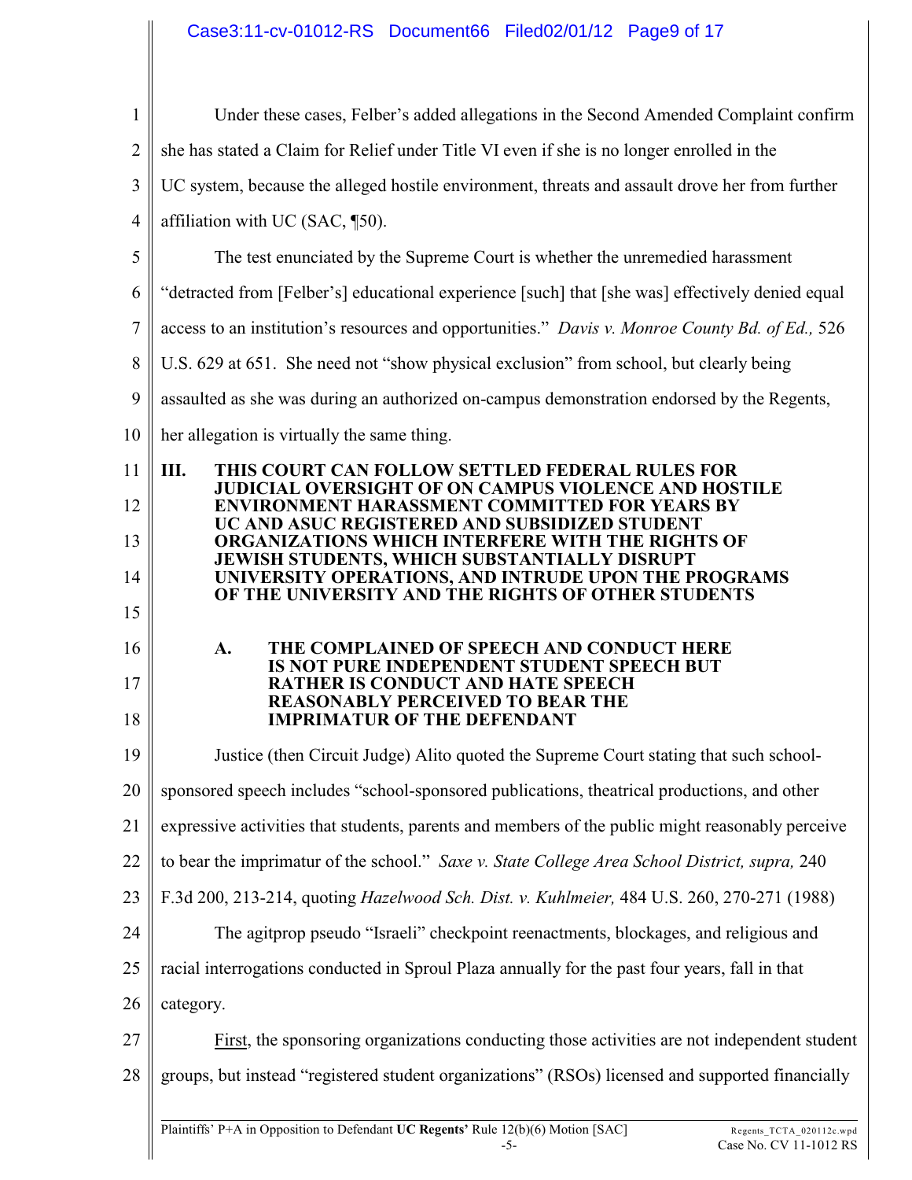Under these cases, Felber's added allegations in the Second Amended Complaint confirm she has stated a Claim for Relief under Title VI even if she is no longer enrolled in the UC system, because the alleged hostile environment, threats and assault drove her from further affiliation with UC (SAC, ¶50).

The test enunciated by the Supreme Court is whether the unremedied harassment "detracted from [Felber's] educational experience [such] that [she was] effectively denied equal access to an institution's resources and opportunities." *Davis v. Monroe County Bd. of Ed.,* 526 U.S. 629 at 651. She need not "show physical exclusion" from school, but clearly being assaulted as she was during an authorized on-campus demonstration endorsed by the Regents, her allegation is virtually the same thing.

## III. THIS COURT CAN FOLLOW SETTLED FEDERAL RULES FOR JUDICIAL OVERSIGHT OF ON CAMPUS VIOLENCE AND HOSTILE ENVIRONMENT HARASSMENT COMMITTED FOR YEARS BY UC AND ASUC REGISTERED AND SUBSIDIZED STUDENT ORGANIZATIONS WHICH INTERFERE WITH THE RIGHTS OF JEWISH STUDENTS, WHICH SUBSTANTIALLY DISRUPT UNIVERSITY OPERATIONS, AND INTRUDE UPON THE PROGRAMS OF THE UNIVERSITY AND THE RIGHTS OF OTHER STUDENTS

### A. THE COMPLAINED OF SPEECH AND CONDUCT HERE IS NOT PURE INDEPENDENT STUDENT SPEECH BUT RATHER IS CONDUCT AND HATE SPEECH REASONABLY PERCEIVED TO BEAR THE IMPRIMATUR OF THE DEFENDANT

Justice (then Circuit Judge) Alito quoted the Supreme Court stating that such school-sponsored speech includes "school-sponsored publications, theatrical productions, and other expressive activities that students, parents and members of the public might reasonably perceive to bear the imprimatur of the school." *Saxe v. State College Area School District, supra,* 240 F.3d 200, 213-214, quoting *Hazelwood Sch. Dist. v. Kuhlmeier,* 484 U.S. 260, 270-271 (1988)

The agitprop pseudo "Israeli" checkpoint reenactments, blockages, and religious and racial interrogations conducted in Sproul Plaza annually for the past four years, fall in that category.

First, the sponsoring organizations conducting those activities are not independent student groups, but instead "registered student organizations" (RSOs) licensed and supported financially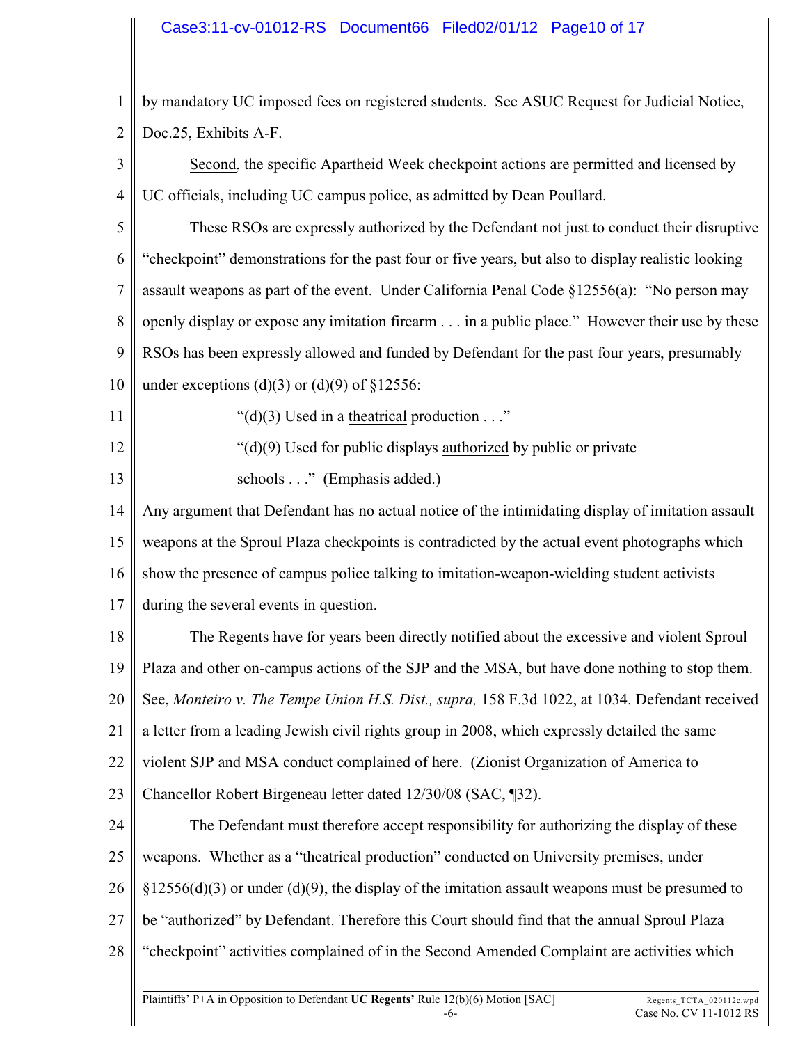by mandatory UC imposed fees on registered students. See ASUC Request for Judicial Notice, Doc.25, Exhibits A-F.

Second, the specific Apartheid Week checkpoint actions are permitted and licensed by UC officials, including UC campus police, as admitted by Dean Poullard.

These RSOs are expressly authorized by the Defendant not just to conduct their disruptive "checkpoint" demonstrations for the past four or five years, but also to display realistic looking assault weapons as part of the event. Under California Penal Code §12556(a): "No person may openly display or expose any imitation firearm . . . in a public place." However their use by these RSOs has been expressly allowed and funded by Defendant for the past four years, presumably under exceptions (d)(3) or (d)(9) of §12556:

> "(d)(3) Used in a theatrical production . . ."
>
> "(d)(9) Used for public displays authorized by public or private schools . . ." (Emphasis added.)

Any argument that Defendant has no actual notice of the intimidating display of imitation assault weapons at the Sproul Plaza checkpoints is contradicted by the actual event photographs which show the presence of campus police talking to imitation-weapon-wielding student activists during the several events in question.

The Regents have for years been directly notified about the excessive and violent Sproul Plaza and other on-campus actions of the SJP and the MSA, but have done nothing to stop them. See, *Monteiro v. The Tempe Union H.S. Dist., supra,* 158 F.3d 1022, at 1034. Defendant received a letter from a leading Jewish civil rights group in 2008, which expressly detailed the same violent SJP and MSA conduct complained of here. (Zionist Organization of America to Chancellor Robert Birgeneau letter dated 12/30/08 (SAC, ¶32).

The Defendant must therefore accept responsibility for authorizing the display of these weapons. Whether as a "theatrical production" conducted on University premises, under §12556(d)(3) or under (d)(9), the display of the imitation assault weapons must be presumed to be "authorized" by Defendant. Therefore this Court should find that the annual Sproul Plaza "checkpoint" activities complained of in the Second Amended Complaint are activities which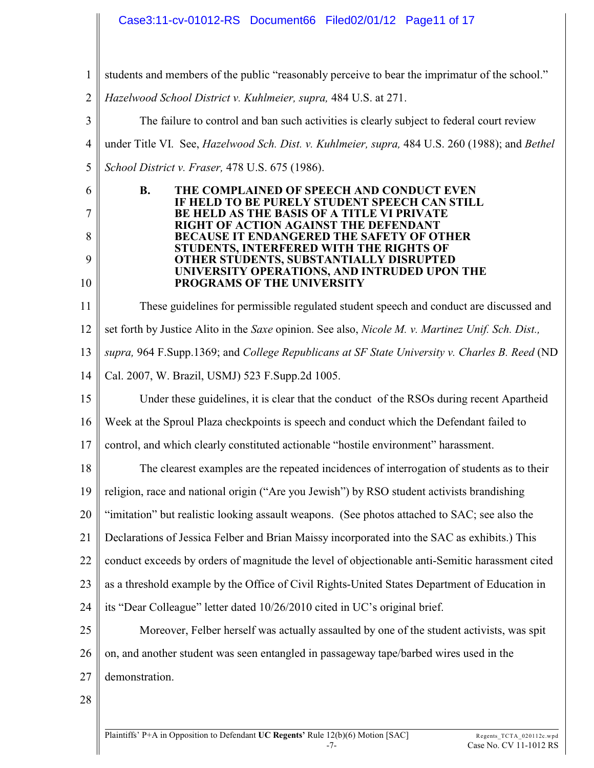students and members of the public "reasonably perceive to bear the imprimatur of the school." *Hazelwood School District v. Kuhlmeier, supra,* 484 U.S. at 271.

The failure to control and ban such activities is clearly subject to federal court review under Title VI. See, *Hazelwood Sch. Dist. v. Kuhlmeier, supra,* 484 U.S. 260 (1988); and *Bethel School District v. Fraser,* 478 U.S. 675 (1986).

### B. THE COMPLAINED OF SPEECH AND CONDUCT EVEN IF HELD TO BE PURELY STUDENT SPEECH CAN STILL BE HELD AS THE BASIS OF A TITLE VI PRIVATE RIGHT OF ACTION AGAINST THE DEFENDANT BECAUSE IT ENDANGERED THE SAFETY OF OTHER STUDENTS, INTERFERED WITH THE RIGHTS OF OTHER STUDENTS, SUBSTANTIALLY DISRUPTED UNIVERSITY OPERATIONS, AND INTRUDED UPON THE PROGRAMS OF THE UNIVERSITY

These guidelines for permissible regulated student speech and conduct are discussed and set forth by Justice Alito in the *Saxe* opinion. See also, *Nicole M. v. Martinez Unif. Sch. Dist., supra,* 964 F.Supp.1369; and *College Republicans at SF State University v. Charles B. Reed* (ND Cal. 2007, W. Brazil, USMJ) 523 F.Supp.2d 1005.

Under these guidelines, it is clear that the conduct of the RSOs during recent Apartheid Week at the Sproul Plaza checkpoints is speech and conduct which the Defendant failed to control, and which clearly constituted actionable "hostile environment" harassment.

The clearest examples are the repeated incidences of interrogation of students as to their religion, race and national origin ("Are you Jewish") by RSO student activists brandishing "imitation" but realistic looking assault weapons. (See photos attached to SAC; see also the Declarations of Jessica Felber and Brian Maissy incorporated into the SAC as exhibits.) This conduct exceeds by orders of magnitude the level of objectionable anti-Semitic harassment cited as a threshold example by the Office of Civil Rights-United States Department of Education in its "Dear Colleague" letter dated 10/26/2010 cited in UC's original brief.

Moreover, Felber herself was actually assaulted by one of the student activists, was spit on, and another student was seen entangled in passageway tape/barbed wires used in the demonstration.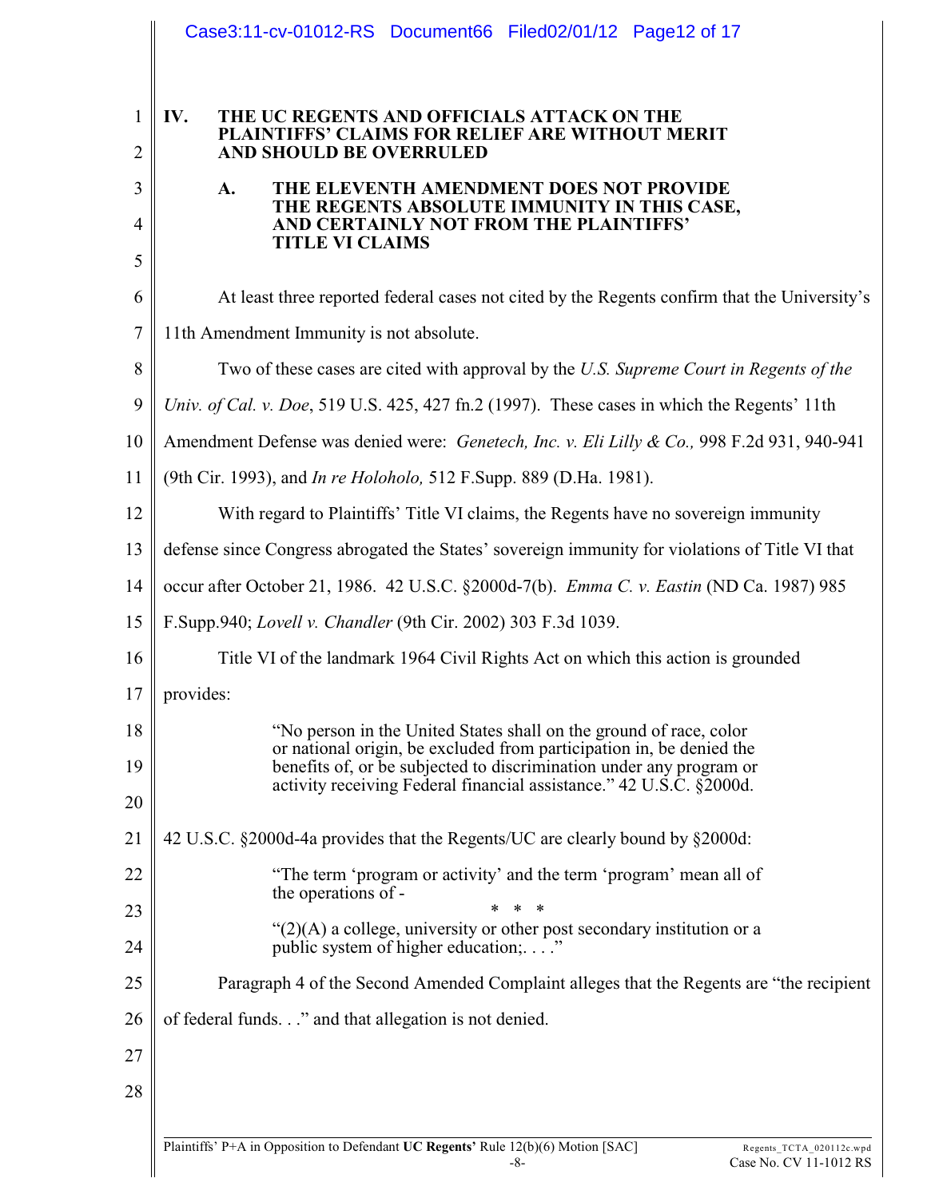## IV. THE UC REGENTS AND OFFICIALS ATTACK ON THE PLAINTIFFS' CLAIMS FOR RELIEF ARE WITHOUT MERIT AND SHOULD BE OVERRULED

### A. THE ELEVENTH AMENDMENT DOES NOT PROVIDE THE REGENTS ABSOLUTE IMMUNITY IN THIS CASE, AND CERTAINLY NOT FROM THE PLAINTIFFS' TITLE VI CLAIMS

At least three reported federal cases not cited by the Regents confirm that the University's 11th Amendment Immunity is not absolute.

Two of these cases are cited with approval by the *U.S. Supreme Court in Regents of the Univ. of Cal. v. Doe*, 519 U.S. 425, 427 fn.2 (1997). These cases in which the Regents' 11th Amendment Defense was denied were: *Genetech, Inc. v. Eli Lilly & Co.,* 998 F.2d 931, 940-941 (9th Cir. 1993), and *In re Holoholo,* 512 F.Supp. 889 (D.Ha. 1981).

With regard to Plaintiffs' Title VI claims, the Regents have no sovereign immunity defense since Congress abrogated the States' sovereign immunity for violations of Title VI that occur after October 21, 1986. 42 U.S.C. §2000d-7(b). *Emma C. v. Eastin* (ND Ca. 1987) 985 F.Supp.940; *Lovell v. Chandler* (9th Cir. 2002) 303 F.3d 1039.

Title VI of the landmark 1964 Civil Rights Act on which this action is grounded provides:

> "No person in the United States shall on the ground of race, color or national origin, be excluded from participation in, be denied the benefits of, or be subjected to discrimination under any program or activity receiving Federal financial assistance." 42 U.S.C. §2000d.

42 U.S.C. §2000d-4a provides that the Regents/UC are clearly bound by §2000d:

> "The term 'program or activity' and the term 'program' mean all of the operations of -
>
> \* \* \*
>
> "(2)(A) a college, university or other post secondary institution or a public system of higher education;. . . ."

Paragraph 4 of the Second Amended Complaint alleges that the Regents are "the recipient of federal funds. . ." and that allegation is not denied.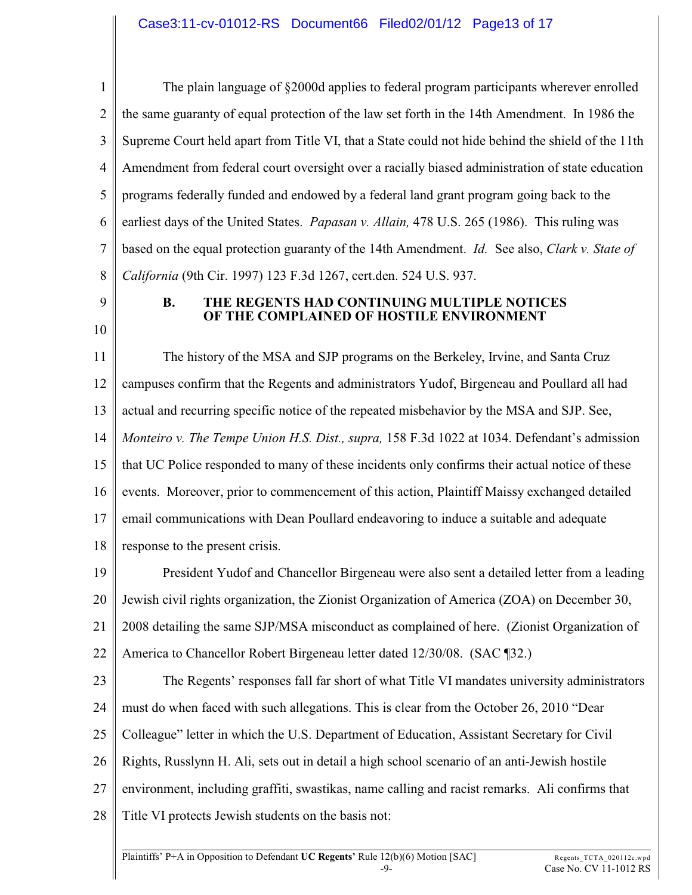The plain language of §2000d applies to federal program participants wherever enrolled the same guaranty of equal protection of the law set forth in the 14th Amendment. In 1986 the Supreme Court held apart from Title VI, that a State could not hide behind the shield of the 11th Amendment from federal court oversight over a racially biased administration of state education programs federally funded and endowed by a federal land grant program going back to the earliest days of the United States. *Papasan v. Allain,* 478 U.S. 265 (1986). This ruling was based on the equal protection guaranty of the 14th Amendment. *Id.* See also, *Clark v. State of California* (9th Cir. 1997) 123 F.3d 1267, cert.den. 524 U.S. 937.

### B. THE REGENTS HAD CONTINUING MULTIPLE NOTICES OF THE COMPLAINED OF HOSTILE ENVIRONMENT

The history of the MSA and SJP programs on the Berkeley, Irvine, and Santa Cruz campuses confirm that the Regents and administrators Yudof, Birgeneau and Poullard all had actual and recurring specific notice of the repeated misbehavior by the MSA and SJP. See, *Monteiro v. The Tempe Union H.S. Dist., supra,* 158 F.3d 1022 at 1034. Defendant's admission that UC Police responded to many of these incidents only confirms their actual notice of these events. Moreover, prior to commencement of this action, Plaintiff Maissy exchanged detailed email communications with Dean Poullard endeavoring to induce a suitable and adequate response to the present crisis.

President Yudof and Chancellor Birgeneau were also sent a detailed letter from a leading Jewish civil rights organization, the Zionist Organization of America (ZOA) on December 30, 2008 detailing the same SJP/MSA misconduct as complained of here. (Zionist Organization of America to Chancellor Robert Birgeneau letter dated 12/30/08. (SAC ¶32.)

The Regents' responses fall far short of what Title VI mandates university administrators must do when faced with such allegations. This is clear from the October 26, 2010 "Dear Colleague" letter in which the U.S. Department of Education, Assistant Secretary for Civil Rights, Russlynn H. Ali, sets out in detail a high school scenario of an anti-Jewish hostile environment, including graffiti, swastikas, name calling and racist remarks. Ali confirms that Title VI protects Jewish students on the basis not: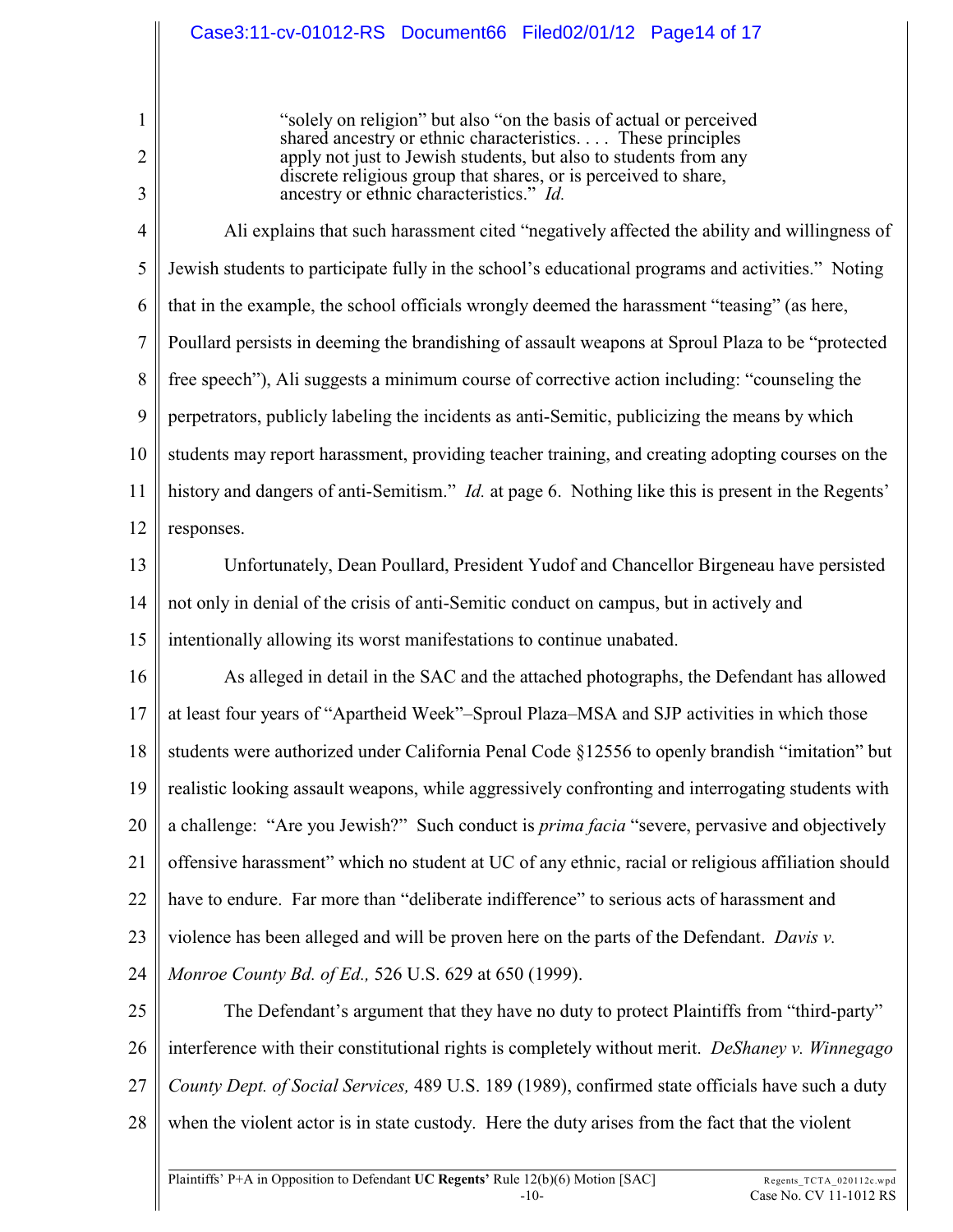> "solely on religion" but also "on the basis of actual or perceived shared ancestry or ethnic characteristics. . . . These principles apply not just to Jewish students, but also to students from any discrete religious group that shares, or is perceived to share, ancestry or ethnic characteristics." *Id.*

Ali explains that such harassment cited "negatively affected the ability and willingness of Jewish students to participate fully in the school's educational programs and activities." Noting that in the example, the school officials wrongly deemed the harassment "teasing" (as here, Poullard persists in deeming the brandishing of assault weapons at Sproul Plaza to be "protected free speech"), Ali suggests a minimum course of corrective action including: "counseling the perpetrators, publicly labeling the incidents as anti-Semitic, publicizing the means by which students may report harassment, providing teacher training, and creating adopting courses on the history and dangers of anti-Semitism." *Id.* at page 6. Nothing like this is present in the Regents' responses.

Unfortunately, Dean Poullard, President Yudof and Chancellor Birgeneau have persisted not only in denial of the crisis of anti-Semitic conduct on campus, but in actively and intentionally allowing its worst manifestations to continue unabated.

As alleged in detail in the SAC and the attached photographs, the Defendant has allowed at least four years of "Apartheid Week"–Sproul Plaza–MSA and SJP activities in which those students were authorized under California Penal Code §12556 to openly brandish "imitation" but realistic looking assault weapons, while aggressively confronting and interrogating students with a challenge: "Are you Jewish?" Such conduct is *prima facia* "severe, pervasive and objectively offensive harassment" which no student at UC of any ethnic, racial or religious affiliation should have to endure. Far more than "deliberate indifference" to serious acts of harassment and violence has been alleged and will be proven here on the parts of the Defendant. *Davis v. Monroe County Bd. of Ed.,* 526 U.S. 629 at 650 (1999).

The Defendant's argument that they have no duty to protect Plaintiffs from "third-party" interference with their constitutional rights is completely without merit. *DeShaney v. Winnegago County Dept. of Social Services,* 489 U.S. 189 (1989), confirmed state officials have such a duty when the violent actor is in state custody. Here the duty arises from the fact that the violent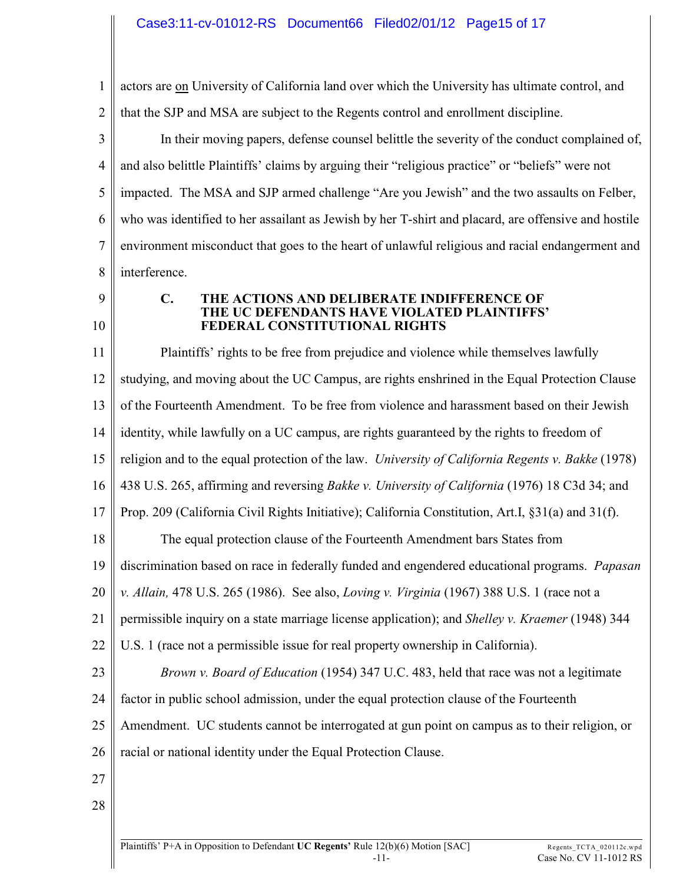actors are <u>on</u> University of California land over which the University has ultimate control, and that the SJP and MSA are subject to the Regents control and enrollment discipline.

In their moving papers, defense counsel belittle the severity of the conduct complained of, and also belittle Plaintiffs' claims by arguing their "religious practice" or "beliefs" were not impacted. The MSA and SJP armed challenge "Are you Jewish" and the two assaults on Felber, who was identified to her assailant as Jewish by her T-shirt and placard, are offensive and hostile environment misconduct that goes to the heart of unlawful religious and racial endangerment and interference.

### C. THE ACTIONS AND DELIBERATE INDIFFERENCE OF THE UC DEFENDANTS HAVE VIOLATED PLAINTIFFS' FEDERAL CONSTITUTIONAL RIGHTS

Plaintiffs' rights to be free from prejudice and violence while themselves lawfully studying, and moving about the UC Campus, are rights enshrined in the Equal Protection Clause of the Fourteenth Amendment. To be free from violence and harassment based on their Jewish identity, while lawfully on a UC campus, are rights guaranteed by the rights to freedom of religion and to the equal protection of the law. *University of California Regents v. Bakke* (1978) 438 U.S. 265, affirming and reversing *Bakke v. University of California* (1976) 18 C3d 34; and Prop. 209 (California Civil Rights Initiative); California Constitution, Art.I, §31(a) and 31(f).

The equal protection clause of the Fourteenth Amendment bars States from discrimination based on race in federally funded and engendered educational programs. *Papasan v. Allain,* 478 U.S. 265 (1986). See also, *Loving v. Virginia* (1967) 388 U.S. 1 (race not a permissible inquiry on a state marriage license application); and *Shelley v. Kraemer* (1948) 344 U.S. 1 (race not a permissible issue for real property ownership in California).

*Brown v. Board of Education* (1954) 347 U.C. 483, held that race was not a legitimate factor in public school admission, under the equal protection clause of the Fourteenth Amendment. UC students cannot be interrogated at gun point on campus as to their religion, or racial or national identity under the Equal Protection Clause.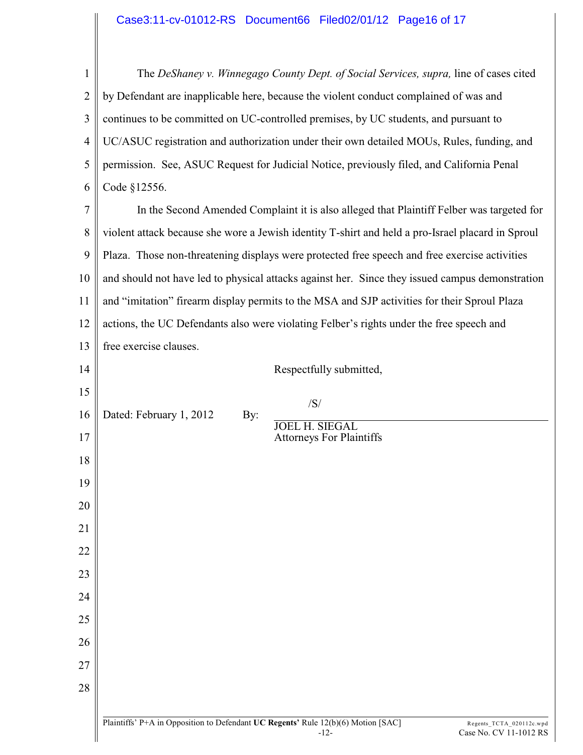The *DeShaney v. Winnegago County Dept. of Social Services, supra,* line of cases cited by Defendant are inapplicable here, because the violent conduct complained of was and continues to be committed on UC-controlled premises, by UC students, and pursuant to UC/ASUC registration and authorization under their own detailed MOUs, Rules, funding, and permission. See, ASUC Request for Judicial Notice, previously filed, and California Penal Code §12556.

In the Second Amended Complaint it is also alleged that Plaintiff Felber was targeted for violent attack because she wore a Jewish identity T-shirt and held a pro-Israel placard in Sproul Plaza. Those non-threatening displays were protected free speech and free exercise activities and should not have led to physical attacks against her. Since they issued campus demonstration and "imitation" firearm display permits to the MSA and SJP activities for their Sproul Plaza actions, the UC Defendants also were violating Felber's rights under the free speech and free exercise clauses.

Respectfully submitted,

Dated: February 1, 2012 By: /S/

JOEL H. SIEGAL
Attorneys For Plaintiffs

Plaintiffs' P+A in Opposition to Defendant **UC Regents'** Rule 12(b)(6) Motion [SAC] Regents_TCTA_020112c.wpd
Case No. CV 11-1012 RS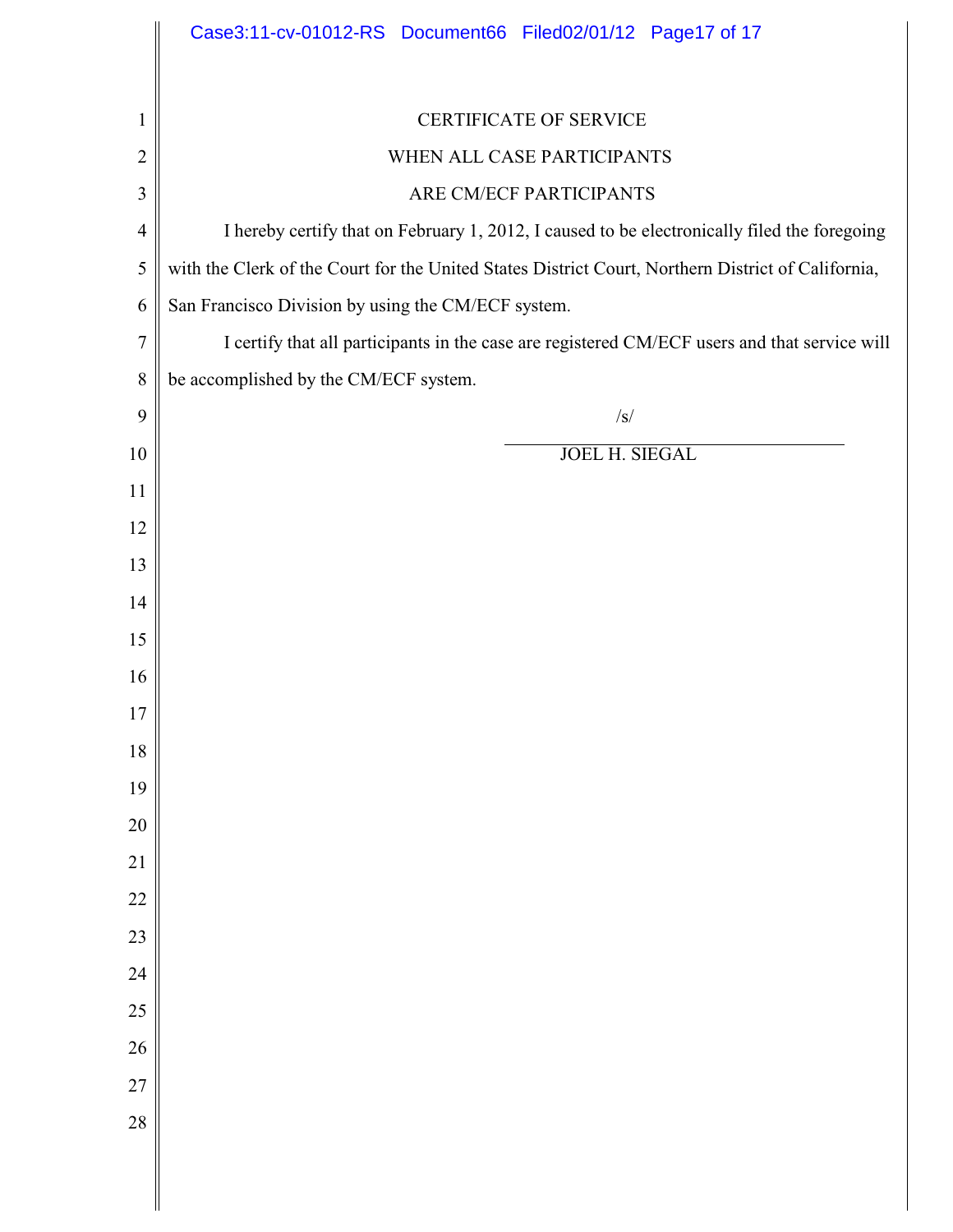CERTIFICATE OF SERVICE

WHEN ALL CASE PARTICIPANTS

ARE CM/ECF PARTICIPANTS

I hereby certify that on February 1, 2012, I caused to be electronically filed the foregoing with the Clerk of the Court for the United States District Court, Northern District of California, San Francisco Division by using the CM/ECF system.

I certify that all participants in the case are registered CM/ECF users and that service will be accomplished by the CM/ECF system.

/s/

JOEL H. SIEGAL